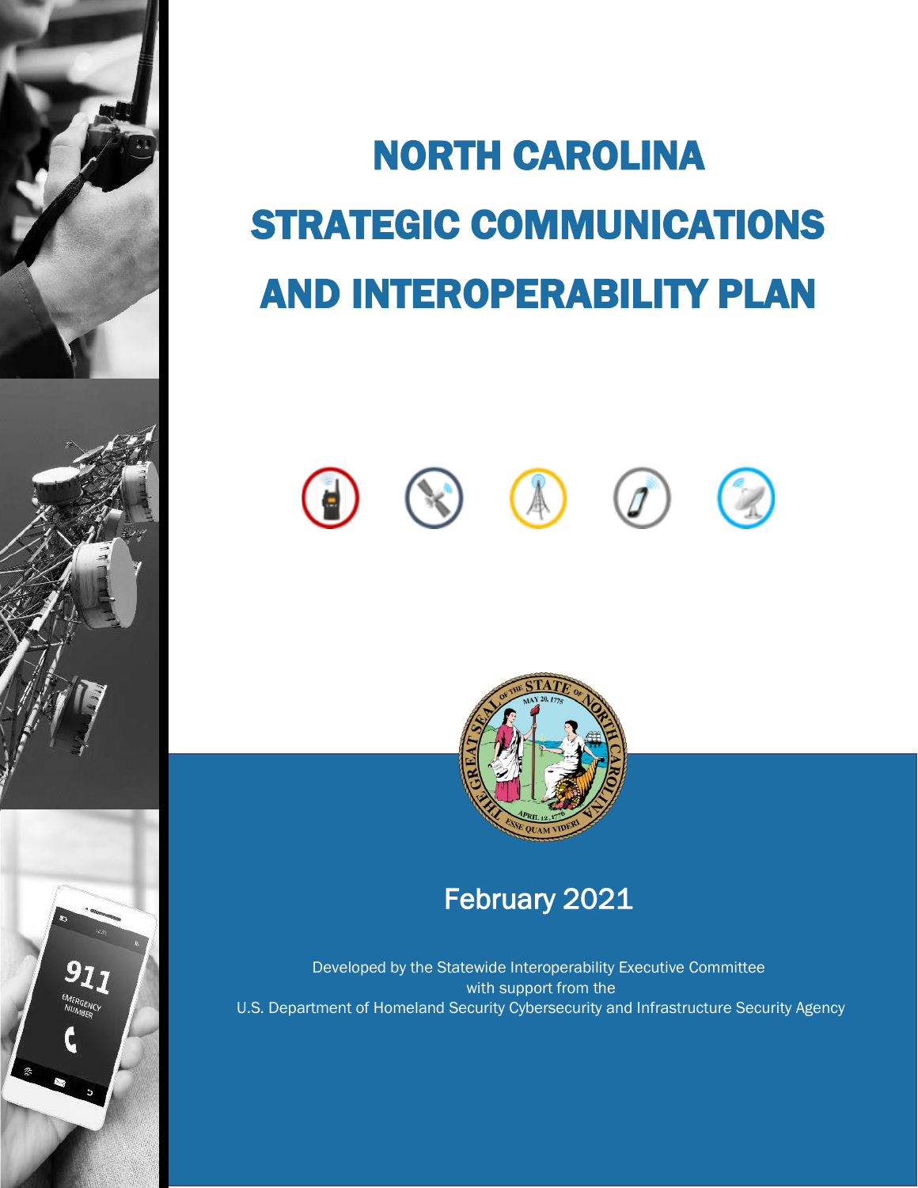# NORTH CAROLINA STRATEGIC COMMUNICATIONS AND INTEROPERABILITY PLAN

February 2021

Developed by the Statewide Interoperability Executive Committee
with support from the
U.S. Department of Homeland Security Cybersecurity and Infrastructure Security Agency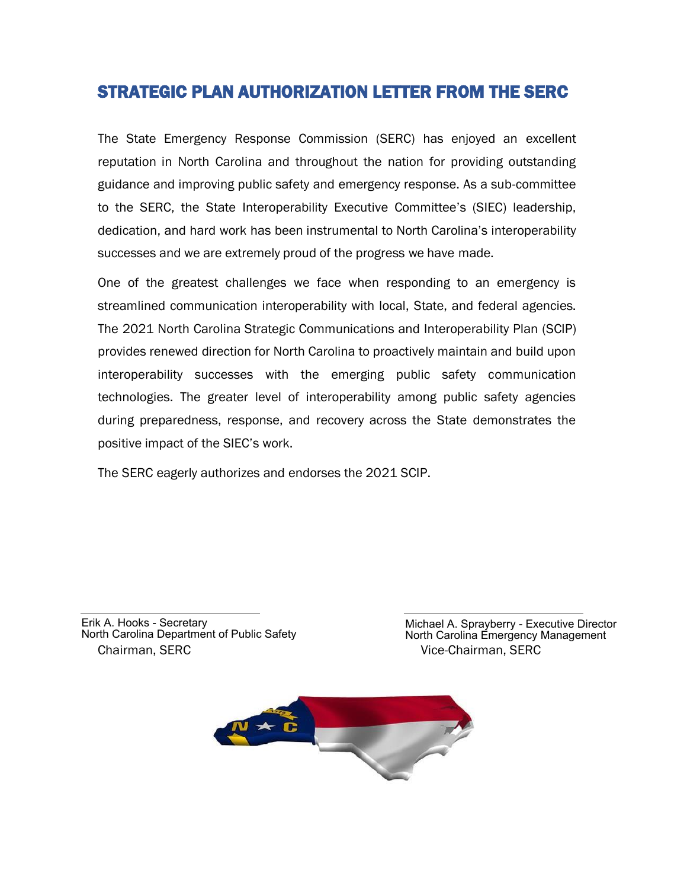## STRATEGIC PLAN AUTHORIZATION LETTER FROM THE SERC

The State Emergency Response Commission (SERC) has enjoyed an excellent reputation in North Carolina and throughout the nation for providing outstanding guidance and improving public safety and emergency response. As a sub-committee to the SERC, the State Interoperability Executive Committee's (SIEC) leadership, dedication, and hard work has been instrumental to North Carolina's interoperability successes and we are extremely proud of the progress we have made.

One of the greatest challenges we face when responding to an emergency is streamlined communication interoperability with local, State, and federal agencies. The 2021 North Carolina Strategic Communications and Interoperability Plan (SCIP) provides renewed direction for North Carolina to proactively maintain and build upon interoperability successes with the emerging public safety communication technologies. The greater level of interoperability among public safety agencies during preparedness, response, and recovery across the State demonstrates the positive impact of the SIEC's work.

The SERC eagerly authorizes and endorses the 2021 SCIP.

Erik A. Hooks - Secretary
North Carolina Department of Public Safety
Chairman, SERC

Michael A. Sprayberry - Executive Director
North Carolina Emergency Management
Vice-Chairman, SERC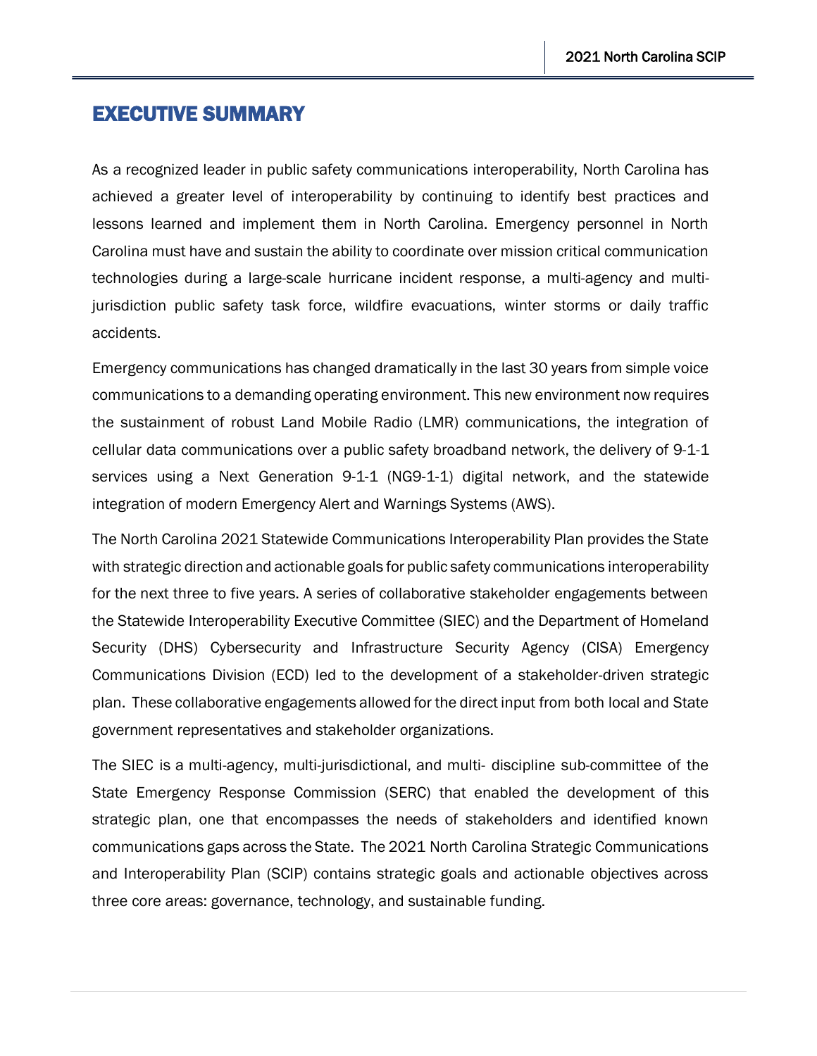# EXECUTIVE SUMMARY

As a recognized leader in public safety communications interoperability, North Carolina has achieved a greater level of interoperability by continuing to identify best practices and lessons learned and implement them in North Carolina. Emergency personnel in North Carolina must have and sustain the ability to coordinate over mission critical communication technologies during a large-scale hurricane incident response, a multi-agency and multi-jurisdiction public safety task force, wildfire evacuations, winter storms or daily traffic accidents.

Emergency communications has changed dramatically in the last 30 years from simple voice communications to a demanding operating environment. This new environment now requires the sustainment of robust Land Mobile Radio (LMR) communications, the integration of cellular data communications over a public safety broadband network, the delivery of 9-1-1 services using a Next Generation 9-1-1 (NG9-1-1) digital network, and the statewide integration of modern Emergency Alert and Warnings Systems (AWS).

The North Carolina 2021 Statewide Communications Interoperability Plan provides the State with strategic direction and actionable goals for public safety communications interoperability for the next three to five years. A series of collaborative stakeholder engagements between the Statewide Interoperability Executive Committee (SIEC) and the Department of Homeland Security (DHS) Cybersecurity and Infrastructure Security Agency (CISA) Emergency Communications Division (ECD) led to the development of a stakeholder-driven strategic plan. These collaborative engagements allowed for the direct input from both local and State government representatives and stakeholder organizations.

The SIEC is a multi-agency, multi-jurisdictional, and multi- discipline sub-committee of the State Emergency Response Commission (SERC) that enabled the development of this strategic plan, one that encompasses the needs of stakeholders and identified known communications gaps across the State. The 2021 North Carolina Strategic Communications and Interoperability Plan (SCIP) contains strategic goals and actionable objectives across three core areas: governance, technology, and sustainable funding.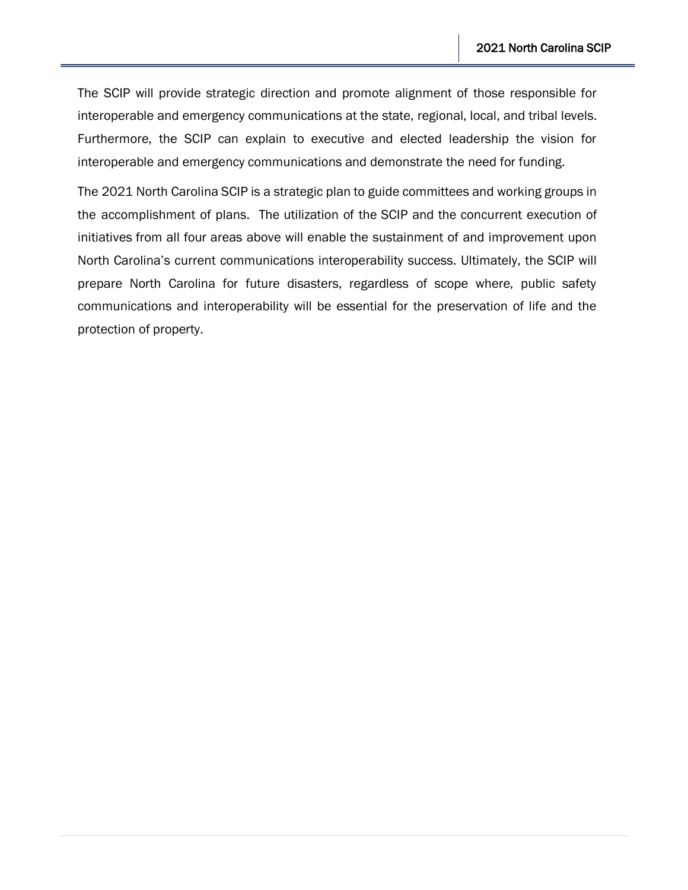The SCIP will provide strategic direction and promote alignment of those responsible for interoperable and emergency communications at the state, regional, local, and tribal levels. Furthermore, the SCIP can explain to executive and elected leadership the vision for interoperable and emergency communications and demonstrate the need for funding.

The 2021 North Carolina SCIP is a strategic plan to guide committees and working groups in the accomplishment of plans. The utilization of the SCIP and the concurrent execution of initiatives from all four areas above will enable the sustainment of and improvement upon North Carolina's current communications interoperability success. Ultimately, the SCIP will prepare North Carolina for future disasters, regardless of scope where, public safety communications and interoperability will be essential for the preservation of life and the protection of property.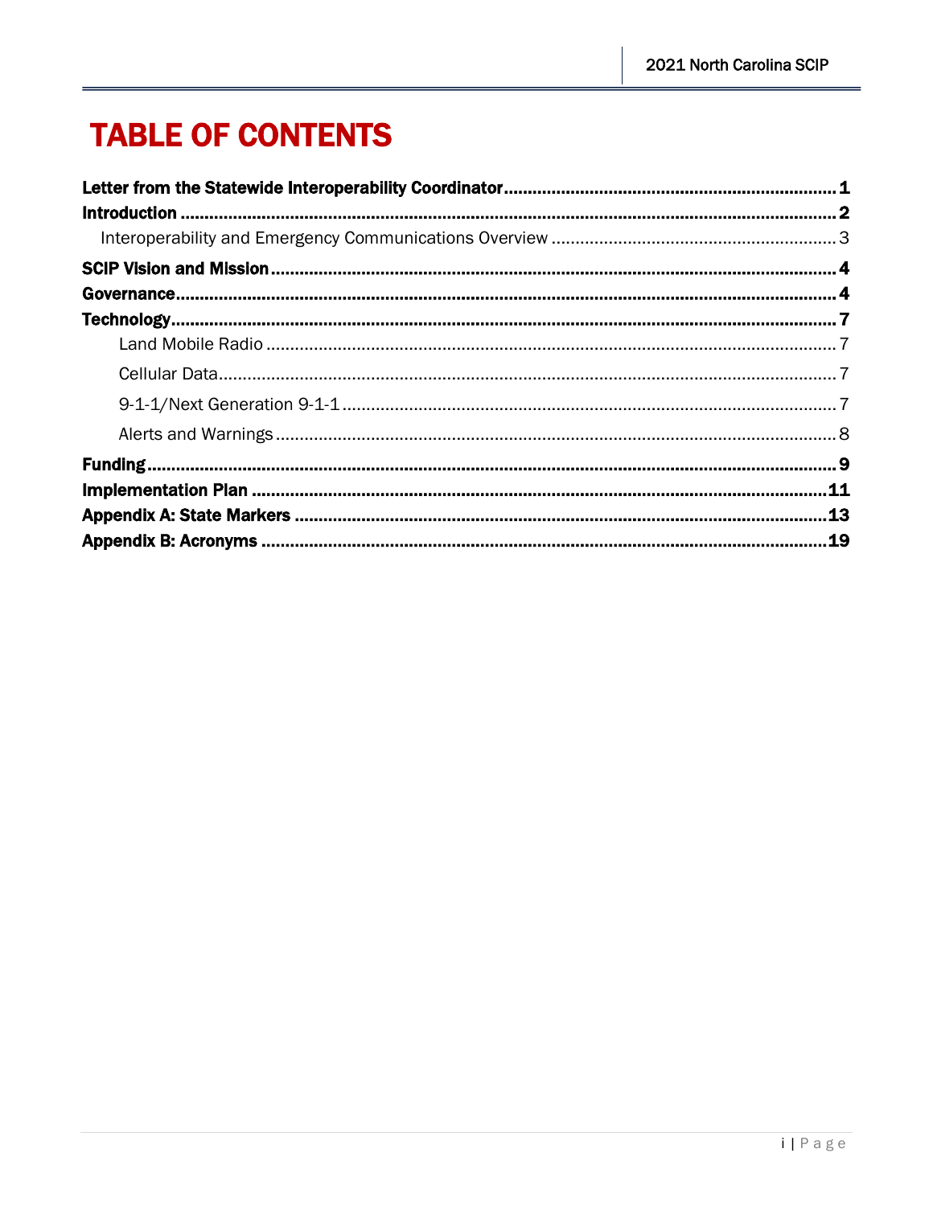# TABLE OF CONTENTS

**Letter from the Statewide Interoperability Coordinator** .......... **1**
**Introduction** .......... **2**
- Interoperability and Emergency Communications Overview .......... 3

**SCIP Vision and Mission** .......... **4**
**Governance** .......... **4**
**Technology** .......... **7**
- Land Mobile Radio .......... 7
- Cellular Data .......... 7
- 9-1-1/Next Generation 9-1-1 .......... 7
- Alerts and Warnings .......... 8

**Funding** .......... **9**
**Implementation Plan** .......... **11**
**Appendix A: State Markers** .......... **13**
**Appendix B: Acronyms** .......... **19**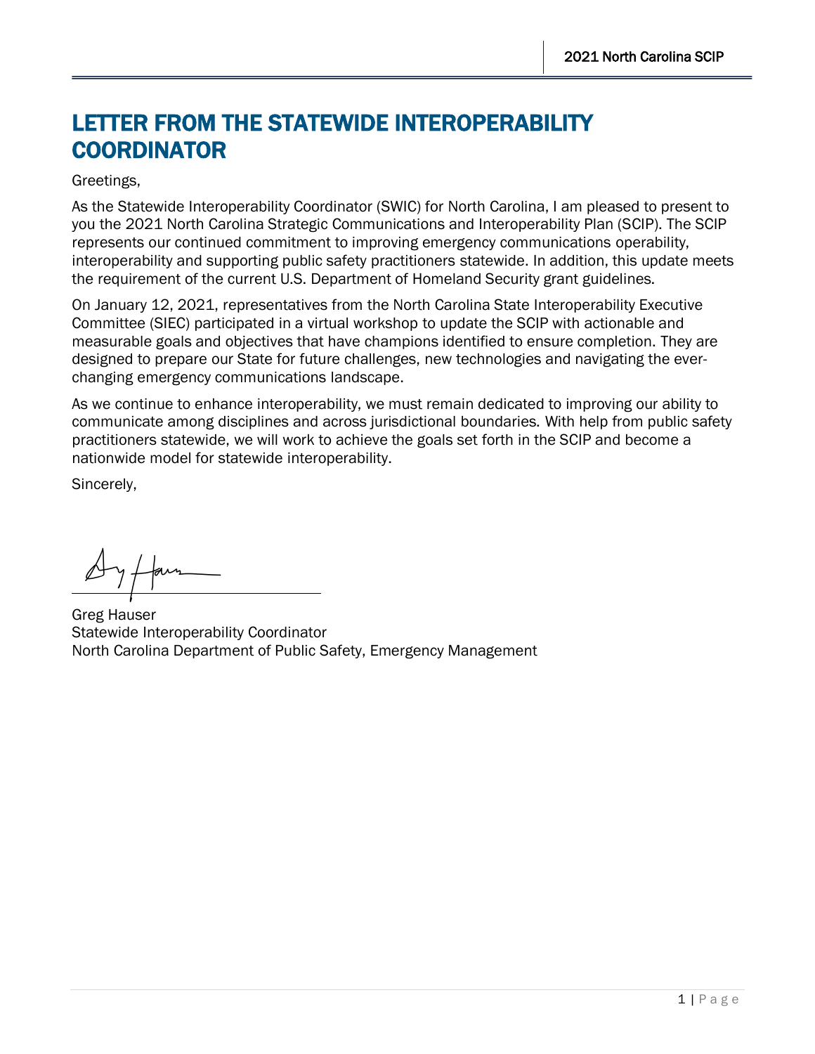# LETTER FROM THE STATEWIDE INTEROPERABILITY COORDINATOR

Greetings,

As the Statewide Interoperability Coordinator (SWIC) for North Carolina, I am pleased to present to you the 2021 North Carolina Strategic Communications and Interoperability Plan (SCIP). The SCIP represents our continued commitment to improving emergency communications operability, interoperability and supporting public safety practitioners statewide. In addition, this update meets the requirement of the current U.S. Department of Homeland Security grant guidelines.

On January 12, 2021, representatives from the North Carolina State Interoperability Executive Committee (SIEC) participated in a virtual workshop to update the SCIP with actionable and measurable goals and objectives that have champions identified to ensure completion. They are designed to prepare our State for future challenges, new technologies and navigating the ever-changing emergency communications landscape.

As we continue to enhance interoperability, we must remain dedicated to improving our ability to communicate among disciplines and across jurisdictional boundaries. With help from public safety practitioners statewide, we will work to achieve the goals set forth in the SCIP and become a nationwide model for statewide interoperability.

Sincerely,

Greg Hauser
Statewide Interoperability Coordinator
North Carolina Department of Public Safety, Emergency Management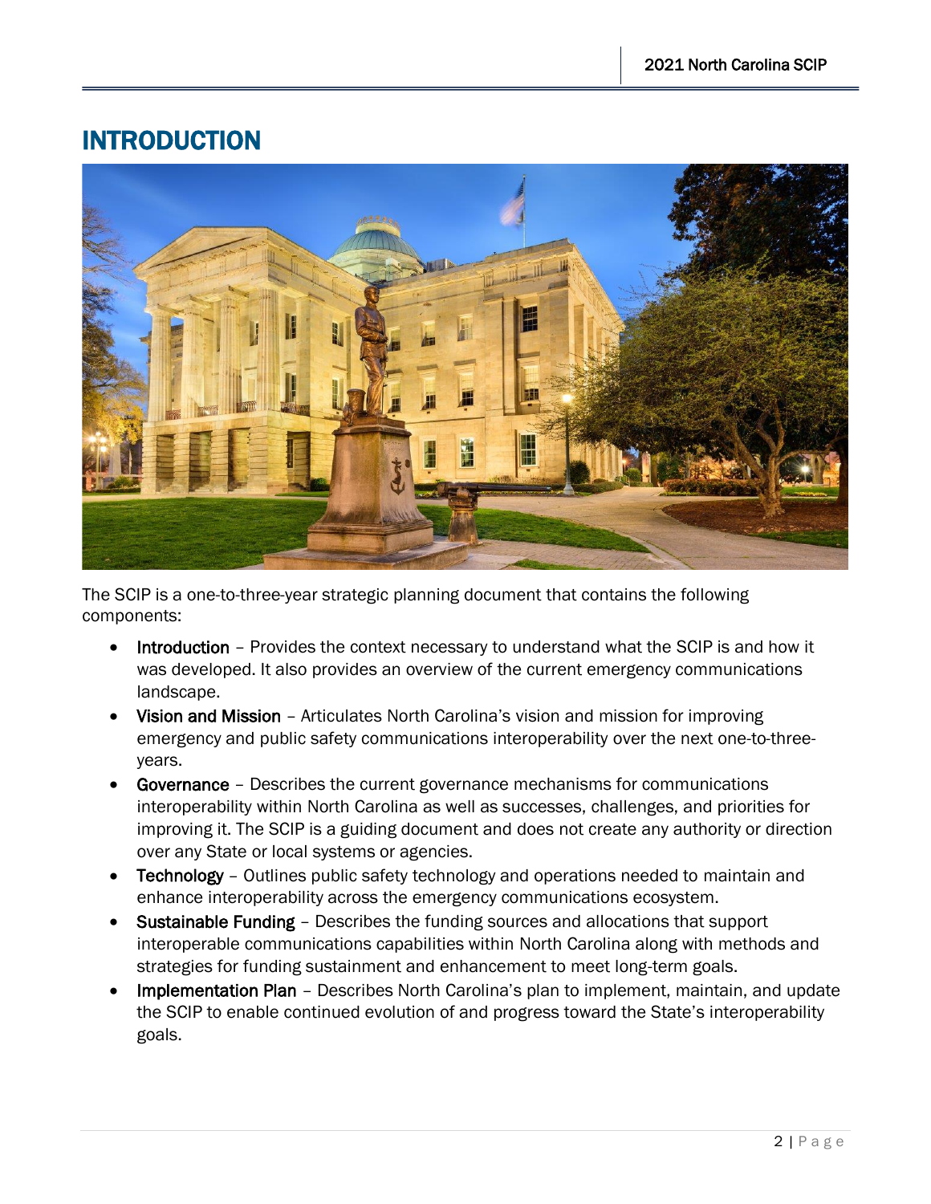# INTRODUCTION

The SCIP is a one-to-three-year strategic planning document that contains the following components:

- **Introduction** – Provides the context necessary to understand what the SCIP is and how it was developed. It also provides an overview of the current emergency communications landscape.
- **Vision and Mission** – Articulates North Carolina's vision and mission for improving emergency and public safety communications interoperability over the next one-to-three-years.
- **Governance** – Describes the current governance mechanisms for communications interoperability within North Carolina as well as successes, challenges, and priorities for improving it. The SCIP is a guiding document and does not create any authority or direction over any State or local systems or agencies.
- **Technology** – Outlines public safety technology and operations needed to maintain and enhance interoperability across the emergency communications ecosystem.
- **Sustainable Funding** – Describes the funding sources and allocations that support interoperable communications capabilities within North Carolina along with methods and strategies for funding sustainment and enhancement to meet long-term goals.
- **Implementation Plan** – Describes North Carolina's plan to implement, maintain, and update the SCIP to enable continued evolution of and progress toward the State's interoperability goals.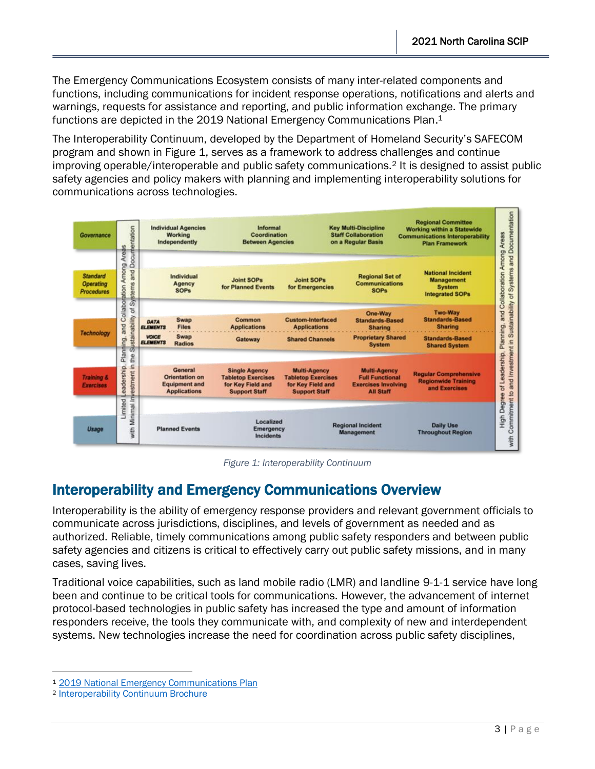The Emergency Communications Ecosystem consists of many inter-related components and functions, including communications for incident response operations, notifications and alerts and warnings, requests for assistance and reporting, and public information exchange. The primary functions are depicted in the 2019 National Emergency Communications Plan.[1]

The Interoperability Continuum, developed by the Department of Homeland Security's SAFECOM program and shown in Figure 1, serves as a framework to address challenges and continue improving operable/interoperable and public safety communications.[2] It is designed to assist public safety agencies and policy makers with planning and implementing interoperability solutions for communications across technologies.

| | Limited Leadership, Planning, and Collaboration Among Areas with Minimal Investment in the Sustainability of Systems and Documentation | | | | High Degree of Leadership, Planning, and Collaboration Among Areas with Commitment to and Investment in Sustainability of Systems and Documentation |
|---|---|---|---|---|---|
| Governance | Individual Agencies Working Independently | Informal Coordination Between Agencies | Key Multi-Discipline Staff Collaboration on a Regular Basis | | Regional Committee Working within a Statewide Communications Interoperability Plan Framework |
| Standard Operating Procedures | Individual Agency SOPs | Joint SOPs for Planned Events | Joint SOPs for Emergencies | Regional Set of Communications SOPs | National Incident Management System Integrated SOPs |
| Technology – Data Elements | Swap Files | Common Applications | Custom-Interfaced Applications | One-Way Standards-Based Sharing | Two-Way Standards-Based Sharing |
| Technology – Voice Elements | Swap Radios | Gateway | Shared Channels | Proprietary Shared System | Standards-Based Shared System |
| Training & Exercises | General Orientation on Equipment and Applications | Single Agency Tabletop Exercises for Key Field and Support Staff | Multi-Agency Tabletop Exercises for Key Field and Support Staff | Multi-Agency Full Functional Exercises Involving All Staff | Regular Comprehensive Regionwide Training and Exercises |
| Usage | Planned Events | Localized Emergency Incidents | Regional Incident Management | | Daily Use Throughout Region |

*Figure 1: Interoperability Continuum*

## Interoperability and Emergency Communications Overview

Interoperability is the ability of emergency response providers and relevant government officials to communicate across jurisdictions, disciplines, and levels of government as needed and as authorized. Reliable, timely communications among public safety responders and between public safety agencies and citizens is critical to effectively carry out public safety missions, and in many cases, saving lives.

Traditional voice capabilities, such as land mobile radio (LMR) and landline 9-1-1 service have long been and continue to be critical tools for communications. However, the advancement of internet protocol-based technologies in public safety has increased the type and amount of information responders receive, the tools they communicate with, and complexity of new and interdependent systems. New technologies increase the need for coordination across public safety disciplines,

---

[1] 2019 National Emergency Communications Plan

[2] Interoperability Continuum Brochure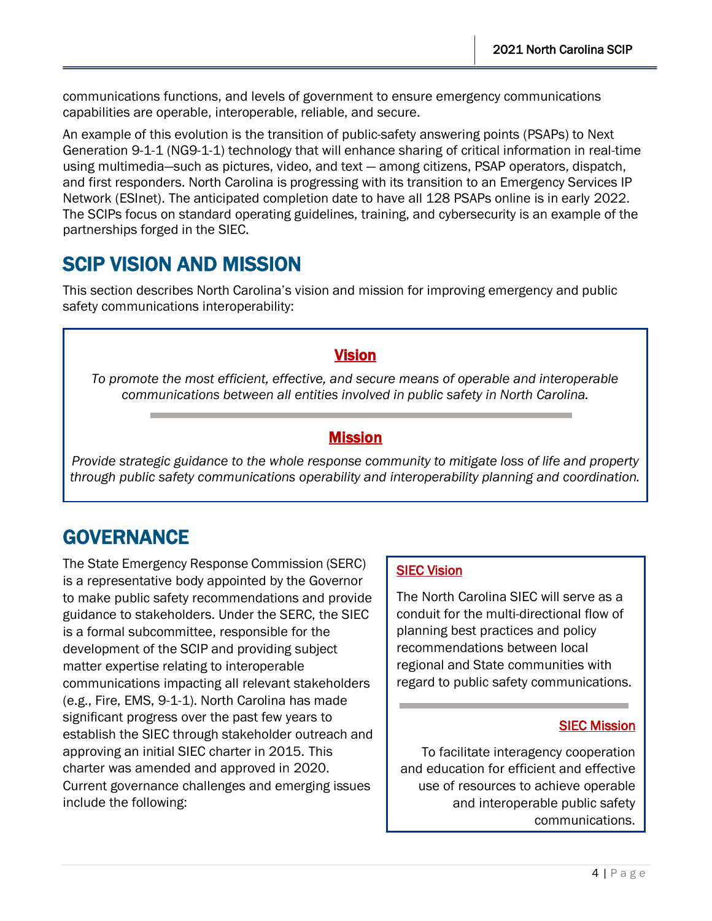communications functions, and levels of government to ensure emergency communications capabilities are operable, interoperable, reliable, and secure.

An example of this evolution is the transition of public-safety answering points (PSAPs) to Next Generation 9-1-1 (NG9-1-1) technology that will enhance sharing of critical information in real-time using multimedia—such as pictures, video, and text — among citizens, PSAP operators, dispatch, and first responders. North Carolina is progressing with its transition to an Emergency Services IP Network (ESInet). The anticipated completion date to have all 128 PSAPs online is in early 2022. The SCIPs focus on standard operating guidelines, training, and cybersecurity is an example of the partnerships forged in the SIEC.

# SCIP VISION AND MISSION

This section describes North Carolina's vision and mission for improving emergency and public safety communications interoperability:

**Vision**

*To promote the most efficient, effective, and secure means of operable and interoperable communications between all entities involved in public safety in North Carolina.*

**Mission**

*Provide strategic guidance to the whole response community to mitigate loss of life and property through public safety communications operability and interoperability planning and coordination.*

# GOVERNANCE

The State Emergency Response Commission (SERC) is a representative body appointed by the Governor to make public safety recommendations and provide guidance to stakeholders. Under the SERC, the SIEC is a formal subcommittee, responsible for the development of the SCIP and providing subject matter expertise relating to interoperable communications impacting all relevant stakeholders (e.g., Fire, EMS, 9-1-1). North Carolina has made significant progress over the past few years to establish the SIEC through stakeholder outreach and approving an initial SIEC charter in 2015. This charter was amended and approved in 2020. Current governance challenges and emerging issues include the following:

**SIEC Vision**

The North Carolina SIEC will serve as a conduit for the multi-directional flow of planning best practices and policy recommendations between local regional and State communities with regard to public safety communications.

**SIEC Mission**

To facilitate interagency cooperation and education for efficient and effective use of resources to achieve operable and interoperable public safety communications.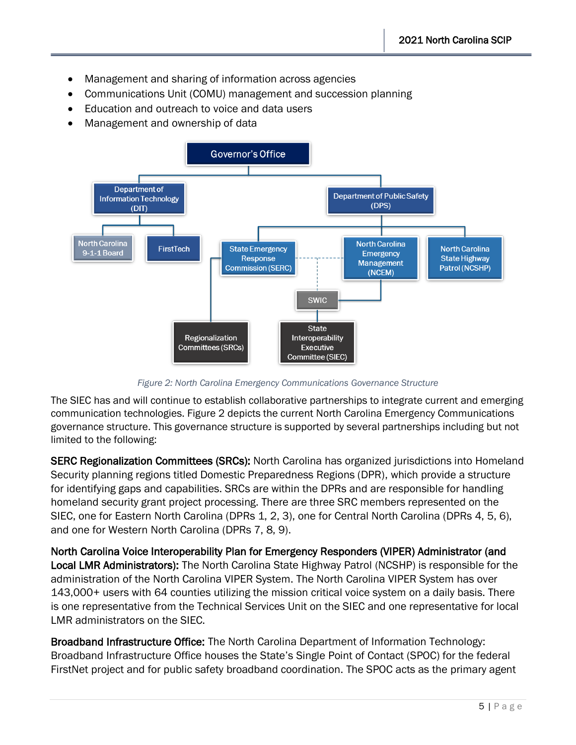- Management and sharing of information across agencies
- Communications Unit (COMU) management and succession planning
- Education and outreach to voice and data users
- Management and ownership of data

*Figure 2: North Carolina Emergency Communications Governance Structure*

The SIEC has and will continue to establish collaborative partnerships to integrate current and emerging communication technologies. Figure 2 depicts the current North Carolina Emergency Communications governance structure. This governance structure is supported by several partnerships including but not limited to the following:

**SERC Regionalization Committees (SRCs):** North Carolina has organized jurisdictions into Homeland Security planning regions titled Domestic Preparedness Regions (DPR), which provide a structure for identifying gaps and capabilities. SRCs are within the DPRs and are responsible for handling homeland security grant project processing. There are three SRC members represented on the SIEC, one for Eastern North Carolina (DPRs 1, 2, 3), one for Central North Carolina (DPRs 4, 5, 6), and one for Western North Carolina (DPRs 7, 8, 9).

**North Carolina Voice Interoperability Plan for Emergency Responders (VIPER) Administrator (and Local LMR Administrators):** The North Carolina State Highway Patrol (NCSHP) is responsible for the administration of the North Carolina VIPER System. The North Carolina VIPER System has over 143,000+ users with 64 counties utilizing the mission critical voice system on a daily basis. There is one representative from the Technical Services Unit on the SIEC and one representative for local LMR administrators on the SIEC.

**Broadband Infrastructure Office:** The North Carolina Department of Information Technology: Broadband Infrastructure Office houses the State's Single Point of Contact (SPOC) for the federal FirstNet project and for public safety broadband coordination. The SPOC acts as the primary agent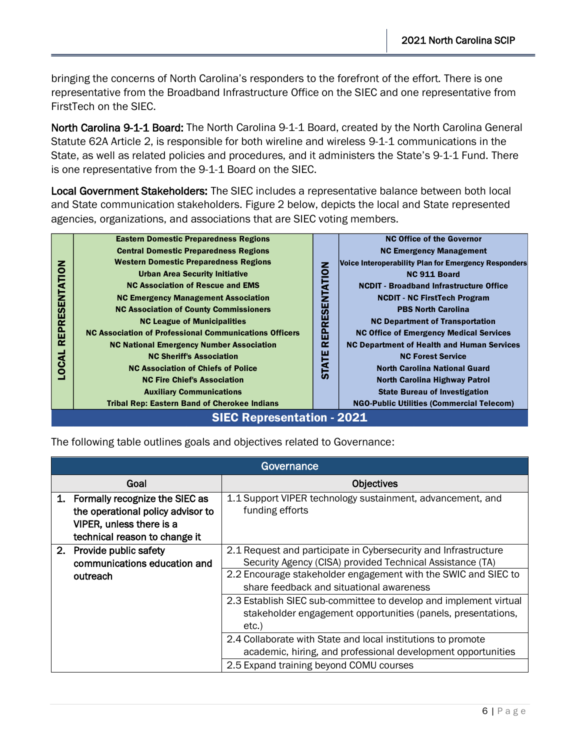bringing the concerns of North Carolina's responders to the forefront of the effort. There is one representative from the Broadband Infrastructure Office on the SIEC and one representative from FirstTech on the SIEC.

**North Carolina 9-1-1 Board:** The North Carolina 9-1-1 Board, created by the North Carolina General Statute 62A Article 2, is responsible for both wireline and wireless 9-1-1 communications in the State, as well as related policies and procedures, and it administers the State's 9-1-1 Fund. There is one representative from the 9-1-1 Board on the SIEC.

**Local Government Stakeholders:** The SIEC includes a representative balance between both local and State communication stakeholders. Figure 2 below, depicts the local and State represented agencies, organizations, and associations that are SIEC voting members.

| LOCAL REPRESENTATION | STATE REPRESENTATION |
|---|---|
| Eastern Domestic Preparedness Regions | NC Office of the Governor |
| Central Domestic Preparedness Regions | NC Emergency Management |
| Western Domestic Preparedness Regions | Voice Interoperability Plan for Emergency Responders |
| Urban Area Security Initiative | NC 911 Board |
| NC Association of Rescue and EMS | NCDIT - Broadband Infrastructure Office |
| NC Emergency Management Association | NCDIT - NC FirstTech Program |
| NC Association of County Commissioners | PBS North Carolina |
| NC League of Municipalities | NC Department of Transportation |
| NC Association of Professional Communications Officers | NC Office of Emergency Medical Services |
| NC National Emergency Number Association | NC Department of Health and Human Services |
| NC Sheriff's Association | NC Forest Service |
| NC Association of Chiefs of Police | North Carolina National Guard |
| NC Fire Chief's Association | North Carolina Highway Patrol |
| Auxiliary Communications | State Bureau of Investigation |
| Tribal Rep: Eastern Band of Cherokee Indians | NGO-Public Utilities (Commercial Telecom) |

**SIEC Representation - 2021**

The following table outlines goals and objectives related to Governance:

| Governance | |
|---|---|
| **Goal** | **Objectives** |
| 1. Formally recognize the SIEC as the operational policy advisor to VIPER, unless there is a technical reason to change it | 1.1 Support VIPER technology sustainment, advancement, and funding efforts |
| 2. Provide public safety communications education and outreach | 2.1 Request and participate in Cybersecurity and Infrastructure Security Agency (CISA) provided Technical Assistance (TA) |
| | 2.2 Encourage stakeholder engagement with the SWIC and SIEC to share feedback and situational awareness |
| | 2.3 Establish SIEC sub-committee to develop and implement virtual stakeholder engagement opportunities (panels, presentations, etc.) |
| | 2.4 Collaborate with State and local institutions to promote academic, hiring, and professional development opportunities |
| | 2.5 Expand training beyond COMU courses |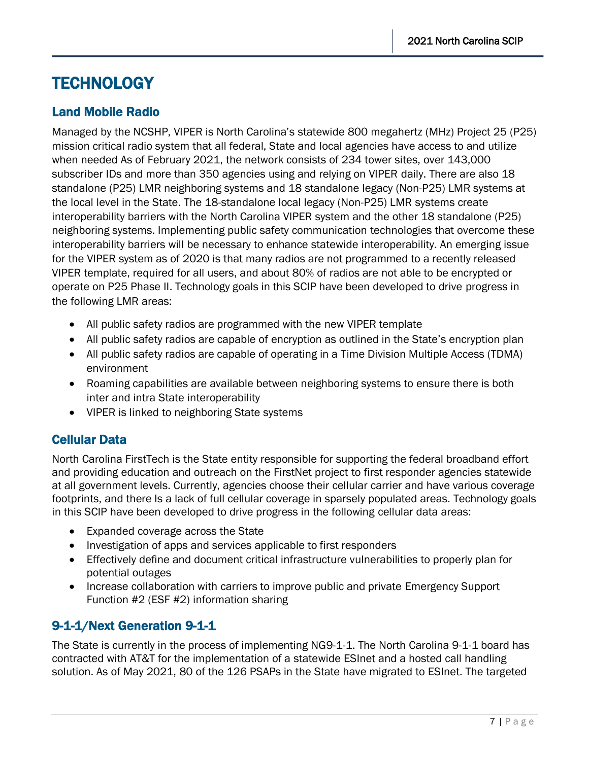# TECHNOLOGY

## Land Mobile Radio

Managed by the NCSHP, VIPER is North Carolina's statewide 800 megahertz (MHz) Project 25 (P25) mission critical radio system that all federal, State and local agencies have access to and utilize when needed As of February 2021, the network consists of 234 tower sites, over 143,000 subscriber IDs and more than 350 agencies using and relying on VIPER daily. There are also 18 standalone (P25) LMR neighboring systems and 18 standalone legacy (Non-P25) LMR systems at the local level in the State. The 18-standalone local legacy (Non-P25) LMR systems create interoperability barriers with the North Carolina VIPER system and the other 18 standalone (P25) neighboring systems. Implementing public safety communication technologies that overcome these interoperability barriers will be necessary to enhance statewide interoperability. An emerging issue for the VIPER system as of 2020 is that many radios are not programmed to a recently released VIPER template, required for all users, and about 80% of radios are not able to be encrypted or operate on P25 Phase II. Technology goals in this SCIP have been developed to drive progress in the following LMR areas:

- All public safety radios are programmed with the new VIPER template
- All public safety radios are capable of encryption as outlined in the State's encryption plan
- All public safety radios are capable of operating in a Time Division Multiple Access (TDMA) environment
- Roaming capabilities are available between neighboring systems to ensure there is both inter and intra State interoperability
- VIPER is linked to neighboring State systems

## Cellular Data

North Carolina FirstTech is the State entity responsible for supporting the federal broadband effort and providing education and outreach on the FirstNet project to first responder agencies statewide at all government levels. Currently, agencies choose their cellular carrier and have various coverage footprints, and there Is a lack of full cellular coverage in sparsely populated areas. Technology goals in this SCIP have been developed to drive progress in the following cellular data areas:

- Expanded coverage across the State
- Investigation of apps and services applicable to first responders
- Effectively define and document critical infrastructure vulnerabilities to properly plan for potential outages
- Increase collaboration with carriers to improve public and private Emergency Support Function #2 (ESF #2) information sharing

## 9-1-1/Next Generation 9-1-1

The State is currently in the process of implementing NG9-1-1. The North Carolina 9-1-1 board has contracted with AT&T for the implementation of a statewide ESInet and a hosted call handling solution. As of May 2021, 80 of the 126 PSAPs in the State have migrated to ESInet. The targeted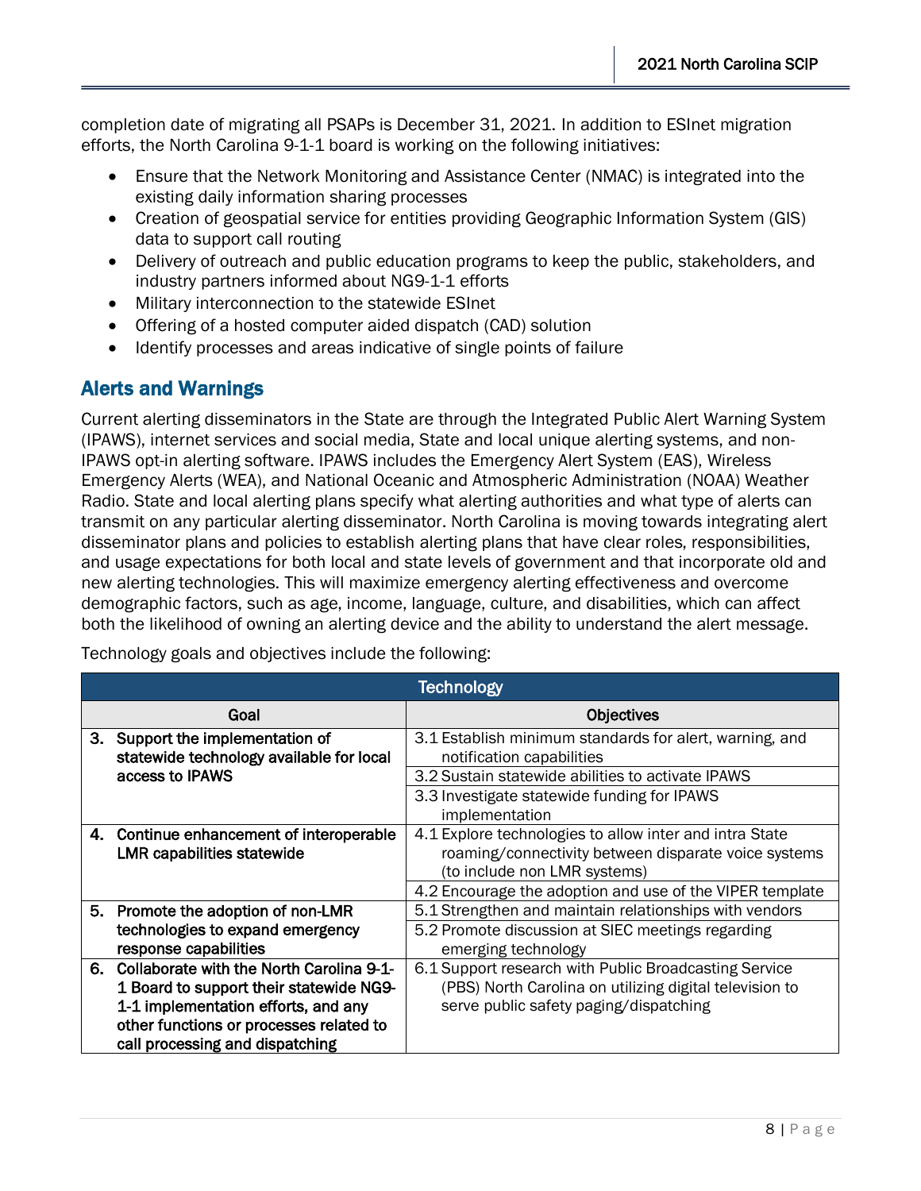completion date of migrating all PSAPs is December 31, 2021. In addition to ESInet migration efforts, the North Carolina 9-1-1 board is working on the following initiatives:

- Ensure that the Network Monitoring and Assistance Center (NMAC) is integrated into the existing daily information sharing processes
- Creation of geospatial service for entities providing Geographic Information System (GIS) data to support call routing
- Delivery of outreach and public education programs to keep the public, stakeholders, and industry partners informed about NG9-1-1 efforts
- Military interconnection to the statewide ESInet
- Offering of a hosted computer aided dispatch (CAD) solution
- Identify processes and areas indicative of single points of failure

## Alerts and Warnings

Current alerting disseminators in the State are through the Integrated Public Alert Warning System (IPAWS), internet services and social media, State and local unique alerting systems, and non-IPAWS opt-in alerting software. IPAWS includes the Emergency Alert System (EAS), Wireless Emergency Alerts (WEA), and National Oceanic and Atmospheric Administration (NOAA) Weather Radio. State and local alerting plans specify what alerting authorities and what type of alerts can transmit on any particular alerting disseminator. North Carolina is moving towards integrating alert disseminator plans and policies to establish alerting plans that have clear roles, responsibilities, and usage expectations for both local and state levels of government and that incorporate old and new alerting technologies. This will maximize emergency alerting effectiveness and overcome demographic factors, such as age, income, language, culture, and disabilities, which can affect both the likelihood of owning an alerting device and the ability to understand the alert message.

Technology goals and objectives include the following:

| Technology | |
|---|---|
| **Goal** | **Objectives** |
| **3. Support the implementation of statewide technology available for local access to IPAWS** | 3.1 Establish minimum standards for alert, warning, and notification capabilities |
| | 3.2 Sustain statewide abilities to activate IPAWS |
| | 3.3 Investigate statewide funding for IPAWS implementation |
| **4. Continue enhancement of interoperable LMR capabilities statewide** | 4.1 Explore technologies to allow inter and intra State roaming/connectivity between disparate voice systems (to include non LMR systems) |
| | 4.2 Encourage the adoption and use of the VIPER template |
| **5. Promote the adoption of non-LMR technologies to expand emergency response capabilities** | 5.1 Strengthen and maintain relationships with vendors |
| | 5.2 Promote discussion at SIEC meetings regarding emerging technology |
| **6. Collaborate with the North Carolina 9-1-1 Board to support their statewide NG9-1-1 implementation efforts, and any other functions or processes related to call processing and dispatching** | 6.1 Support research with Public Broadcasting Service (PBS) North Carolina on utilizing digital television to serve public safety paging/dispatching |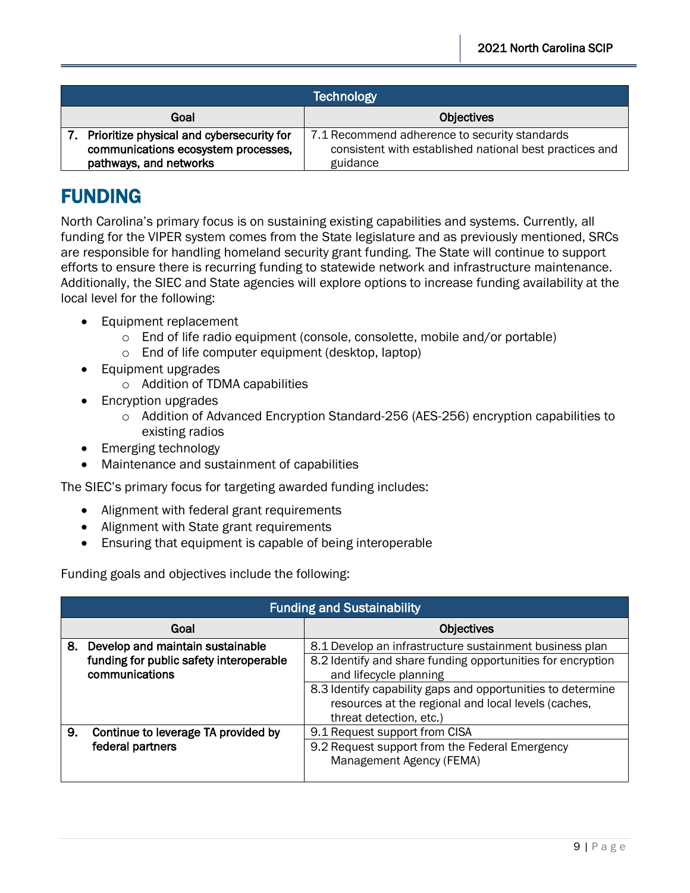| Technology | |
|---|---|
| **Goal** | **Objectives** |
| **7. Prioritize physical and cybersecurity for communications ecosystem processes, pathways, and networks** | 7.1 Recommend adherence to security standards consistent with established national best practices and guidance |

# FUNDING

North Carolina's primary focus is on sustaining existing capabilities and systems. Currently, all funding for the VIPER system comes from the State legislature and as previously mentioned, SRCs are responsible for handling homeland security grant funding. The State will continue to support efforts to ensure there is recurring funding to statewide network and infrastructure maintenance. Additionally, the SIEC and State agencies will explore options to increase funding availability at the local level for the following:

- Equipment replacement
  - End of life radio equipment (console, consolette, mobile and/or portable)
  - End of life computer equipment (desktop, laptop)
- Equipment upgrades
  - Addition of TDMA capabilities
- Encryption upgrades
  - Addition of Advanced Encryption Standard-256 (AES-256) encryption capabilities to existing radios
- Emerging technology
- Maintenance and sustainment of capabilities

The SIEC's primary focus for targeting awarded funding includes:

- Alignment with federal grant requirements
- Alignment with State grant requirements
- Ensuring that equipment is capable of being interoperable

Funding goals and objectives include the following:

| Funding and Sustainability | |
|---|---|
| **Goal** | **Objectives** |
| **8. Develop and maintain sustainable funding for public safety interoperable communications** | 8.1 Develop an infrastructure sustainment business plan |
| | 8.2 Identify and share funding opportunities for encryption and lifecycle planning |
| | 8.3 Identify capability gaps and opportunities to determine resources at the regional and local levels (caches, threat detection, etc.) |
| **9. Continue to leverage TA provided by federal partners** | 9.1 Request support from CISA |
| | 9.2 Request support from the Federal Emergency Management Agency (FEMA) |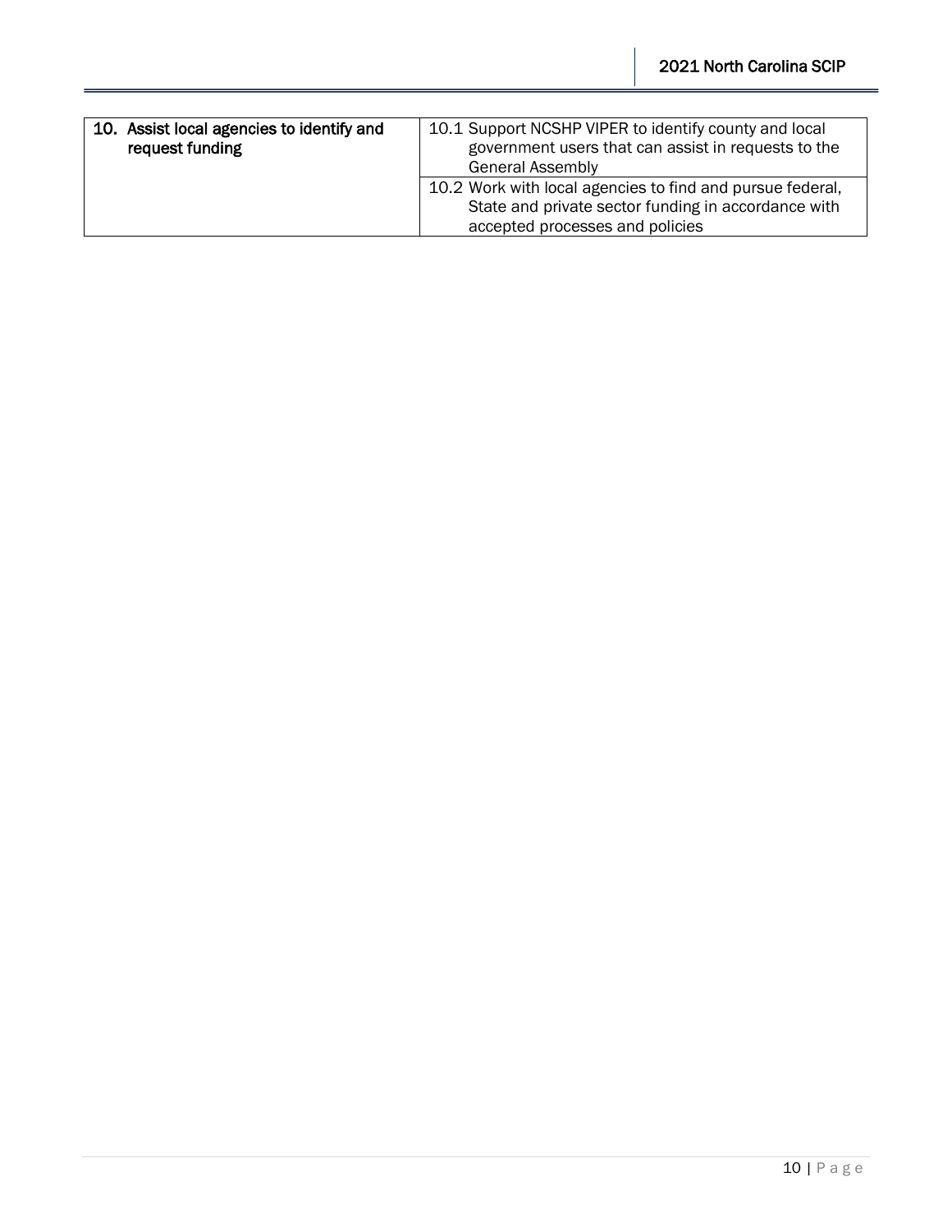| | |
|---|---|
| **10. Assist local agencies to identify and request funding** | 10.1 Support NCSHP VIPER to identify county and local government users that can assist in requests to the General Assembly |
| | 10.2 Work with local agencies to find and pursue federal, State and private sector funding in accordance with accepted processes and policies |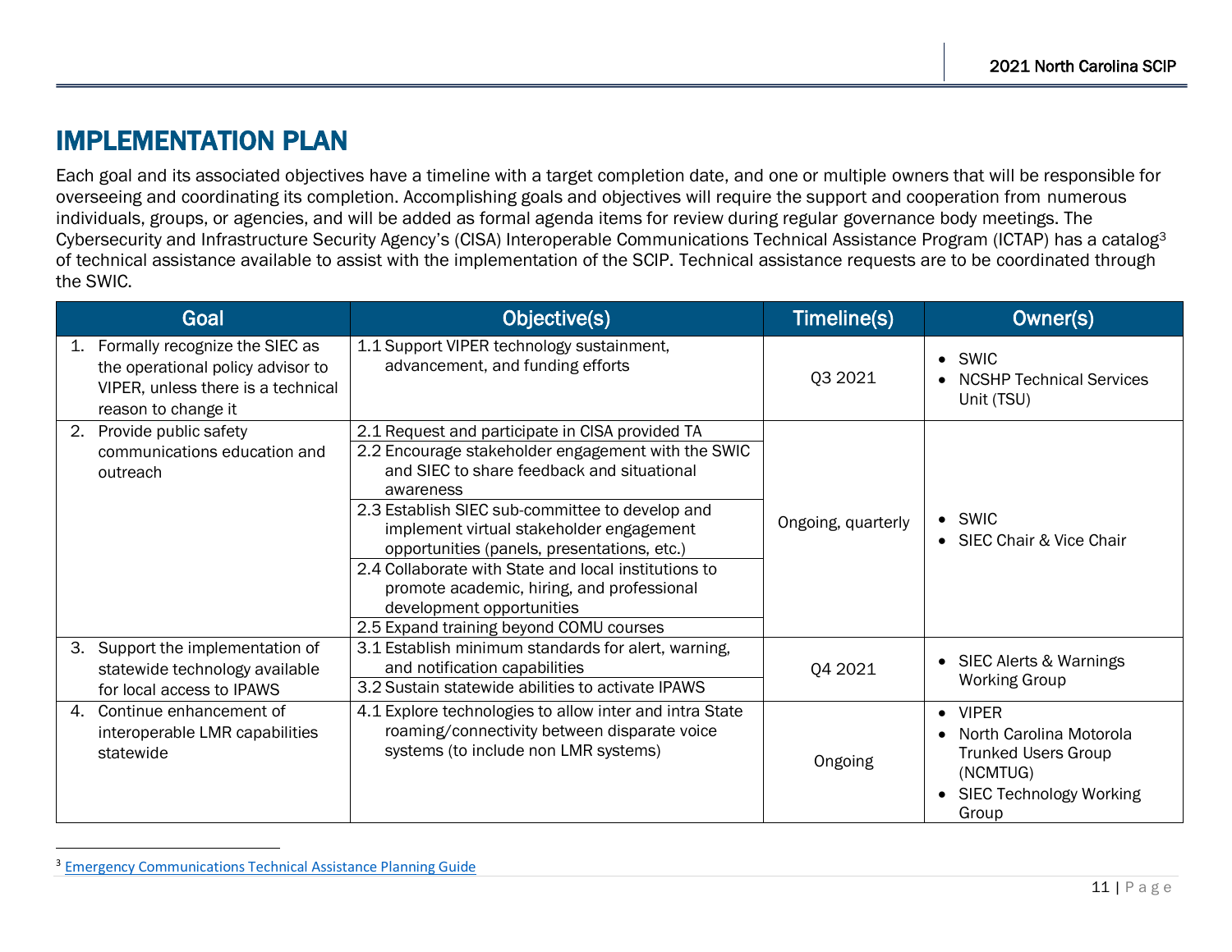# IMPLEMENTATION PLAN

Each goal and its associated objectives have a timeline with a target completion date, and one or multiple owners that will be responsible for overseeing and coordinating its completion. Accomplishing goals and objectives will require the support and cooperation from numerous individuals, groups, or agencies, and will be added as formal agenda items for review during regular governance body meetings. The Cybersecurity and Infrastructure Security Agency's (CISA) Interoperable Communications Technical Assistance Program (ICTAP) has a catalog[3] of technical assistance available to assist with the implementation of the SCIP. Technical assistance requests are to be coordinated through the SWIC.

| Goal | Objective(s) | Timeline(s) | Owner(s) |
|---|---|---|---|
| 1. Formally recognize the SIEC as the operational policy advisor to VIPER, unless there is a technical reason to change it | 1.1 Support VIPER technology sustainment, advancement, and funding efforts | Q3 2021 | • SWIC<br>• NCSHP Technical Services Unit (TSU) |
| 2. Provide public safety communications education and outreach | 2.1 Request and participate in CISA provided TA<br>2.2 Encourage stakeholder engagement with the SWIC and SIEC to share feedback and situational awareness<br>2.3 Establish SIEC sub-committee to develop and implement virtual stakeholder engagement opportunities (panels, presentations, etc.)<br>2.4 Collaborate with State and local institutions to promote academic, hiring, and professional development opportunities<br>2.5 Expand training beyond COMU courses | Ongoing, quarterly | • SWIC<br>• SIEC Chair & Vice Chair |
| 3. Support the implementation of statewide technology available for local access to IPAWS | 3.1 Establish minimum standards for alert, warning, and notification capabilities<br>3.2 Sustain statewide abilities to activate IPAWS | Q4 2021 | • SIEC Alerts & Warnings Working Group |
| 4. Continue enhancement of interoperable LMR capabilities statewide | 4.1 Explore technologies to allow inter and intra State roaming/connectivity between disparate voice systems (to include non LMR systems) | Ongoing | • VIPER<br>• North Carolina Motorola Trunked Users Group (NCMTUG)<br>• SIEC Technology Working Group |

[3] Emergency Communications Technical Assistance Planning Guide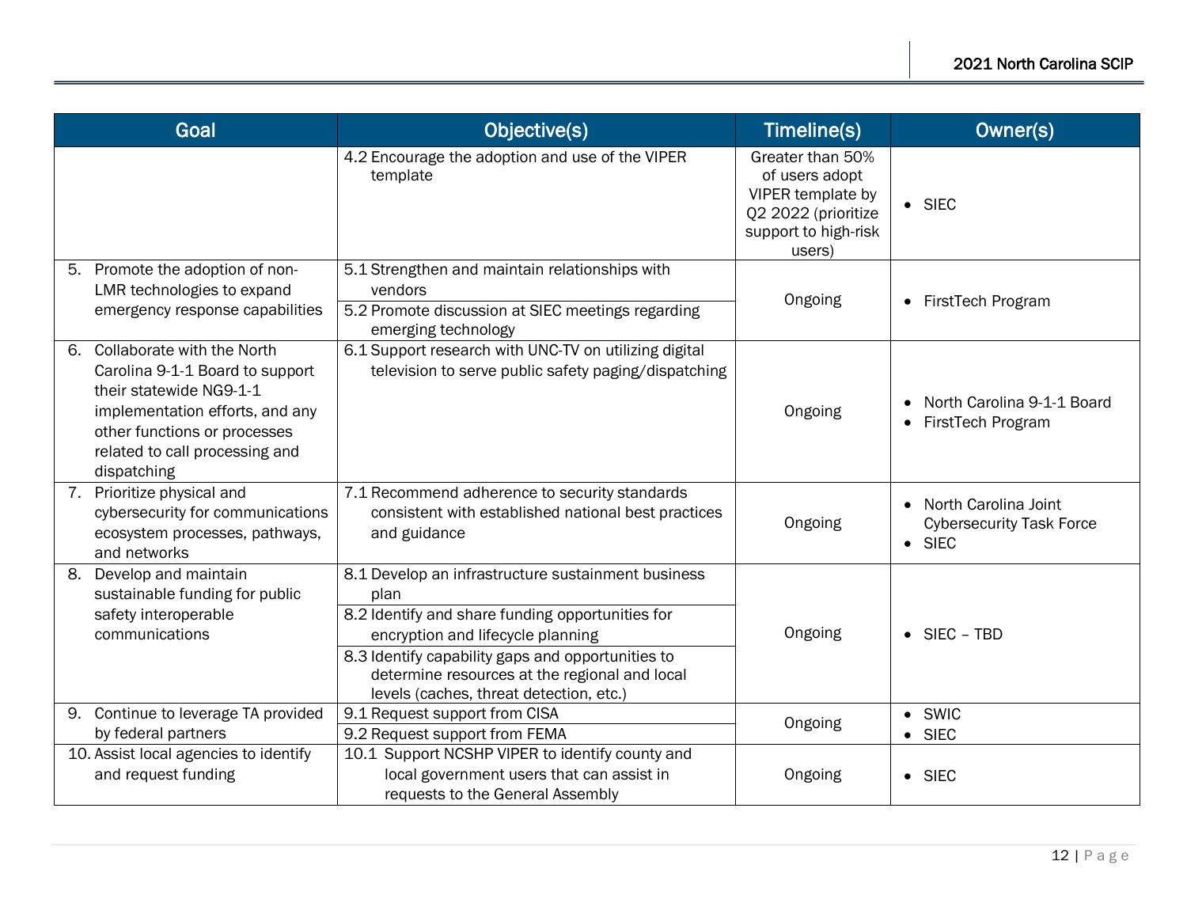| Goal | Objective(s) | Timeline(s) | Owner(s) |
| --- | --- | --- | --- |
| | 4.2 Encourage the adoption and use of the VIPER template | Greater than 50% of users adopt VIPER template by Q2 2022 (prioritize support to high-risk users) | • SIEC |
| 5. Promote the adoption of non-LMR technologies to expand emergency response capabilities | 5.1 Strengthen and maintain relationships with vendors<br>5.2 Promote discussion at SIEC meetings regarding emerging technology | Ongoing | • FirstTech Program |
| 6. Collaborate with the North Carolina 9-1-1 Board to support their statewide NG9-1-1 implementation efforts, and any other functions or processes related to call processing and dispatching | 6.1 Support research with UNC-TV on utilizing digital television to serve public safety paging/dispatching | Ongoing | • North Carolina 9-1-1 Board<br>• FirstTech Program |
| 7. Prioritize physical and cybersecurity for communications ecosystem processes, pathways, and networks | 7.1 Recommend adherence to security standards consistent with established national best practices and guidance | Ongoing | • North Carolina Joint Cybersecurity Task Force<br>• SIEC |
| 8. Develop and maintain sustainable funding for public safety interoperable communications | 8.1 Develop an infrastructure sustainment business plan<br>8.2 Identify and share funding opportunities for encryption and lifecycle planning<br>8.3 Identify capability gaps and opportunities to determine resources at the regional and local levels (caches, threat detection, etc.) | Ongoing | • SIEC – TBD |
| 9. Continue to leverage TA provided by federal partners | 9.1 Request support from CISA<br>9.2 Request support from FEMA | Ongoing | • SWIC<br>• SIEC |
| 10. Assist local agencies to identify and request funding | 10.1 Support NCSHP VIPER to identify county and local government users that can assist in requests to the General Assembly | Ongoing | • SIEC |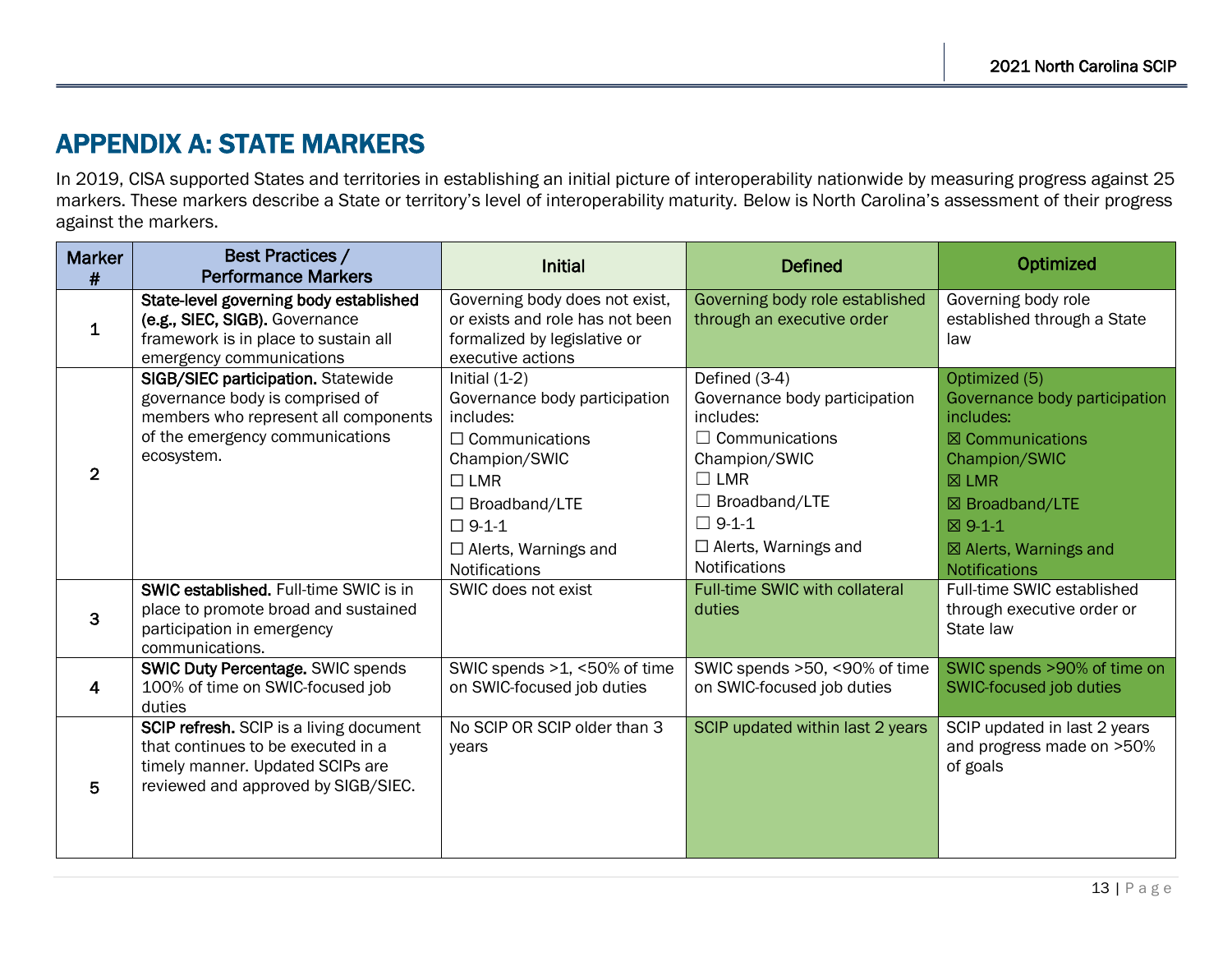# APPENDIX A: STATE MARKERS

In 2019, CISA supported States and territories in establishing an initial picture of interoperability nationwide by measuring progress against 25 markers. These markers describe a State or territory's level of interoperability maturity. Below is North Carolina's assessment of their progress against the markers.

| Marker # | Best Practices / Performance Markers | Initial | Defined | Optimized |
|---|---|---|---|---|
| 1 | **State-level governing body established (e.g., SIEC, SIGB).** Governance framework is in place to sustain all emergency communications | Governing body does not exist, or exists and role has not been formalized by legislative or executive actions | Governing body role established through an executive order | Governing body role established through a State law |
| 2 | **SIGB/SIEC participation.** Statewide governance body is comprised of members who represent all components of the emergency communications ecosystem. | Initial (1-2) Governance body participation includes: ☐ Communications Champion/SWIC ☐ LMR ☐ Broadband/LTE ☐ 9-1-1 ☐ Alerts, Warnings and Notifications | Defined (3-4) Governance body participation includes: ☐ Communications Champion/SWIC ☐ LMR ☐ Broadband/LTE ☐ 9-1-1 ☐ Alerts, Warnings and Notifications | Optimized (5) Governance body participation includes: ☒ Communications Champion/SWIC ☒ LMR ☒ Broadband/LTE ☒ 9-1-1 ☒ Alerts, Warnings and Notifications |
| 3 | **SWIC established.** Full-time SWIC is in place to promote broad and sustained participation in emergency communications. | SWIC does not exist | Full-time SWIC with collateral duties | Full-time SWIC established through executive order or State law |
| 4 | **SWIC Duty Percentage.** SWIC spends 100% of time on SWIC-focused job duties | SWIC spends >1, <50% of time on SWIC-focused job duties | SWIC spends >50, <90% of time on SWIC-focused job duties | SWIC spends >90% of time on SWIC-focused job duties |
| 5 | **SCIP refresh.** SCIP is a living document that continues to be executed in a timely manner. Updated SCIPs are reviewed and approved by SIGB/SIEC. | No SCIP OR SCIP older than 3 years | SCIP updated within last 2 years | SCIP updated in last 2 years and progress made on >50% of goals |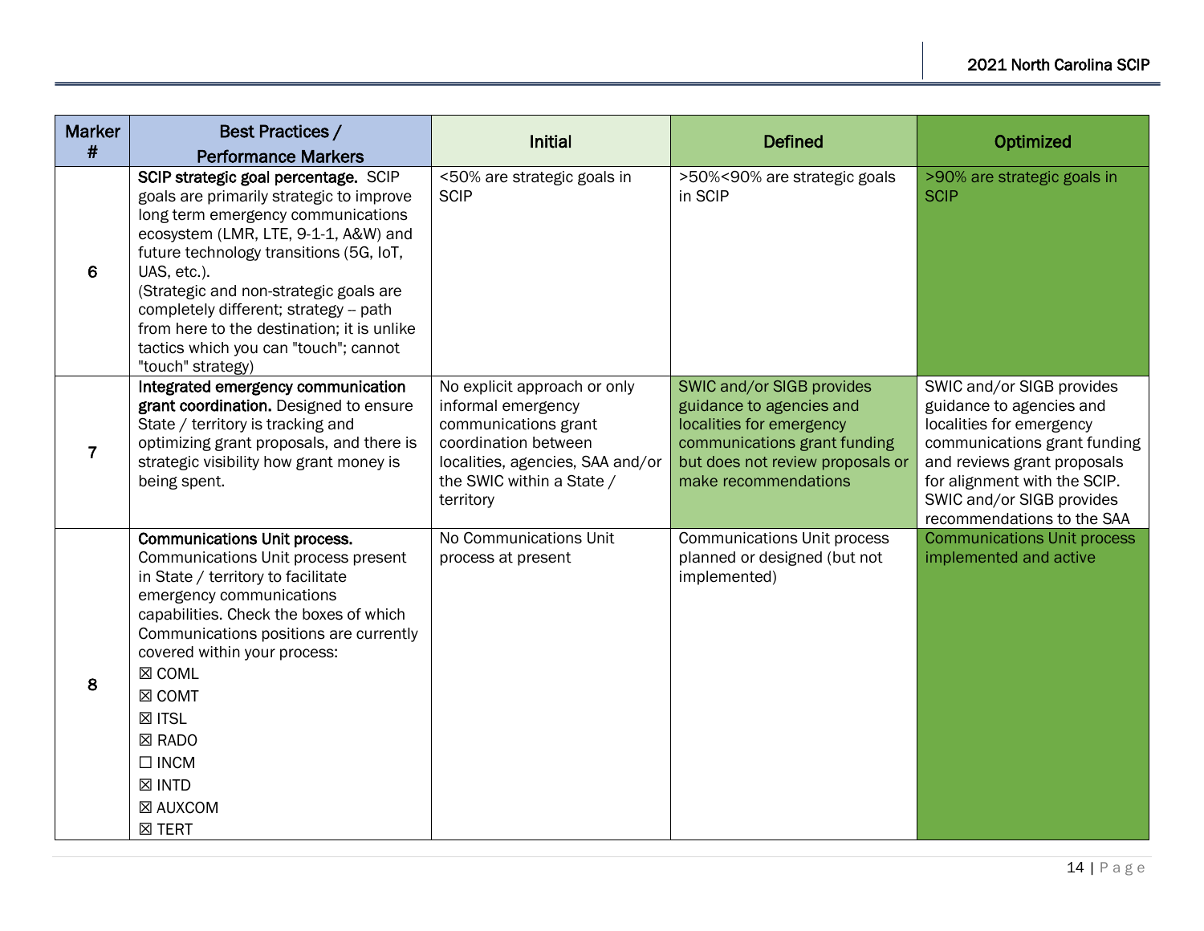| Marker # | Best Practices / Performance Markers | Initial | Defined | Optimized |
|---|---|---|---|---|
| 6 | **SCIP strategic goal percentage.** SCIP goals are primarily strategic to improve long term emergency communications ecosystem (LMR, LTE, 9-1-1, A&W) and future technology transitions (5G, IoT, UAS, etc.).<br>(Strategic and non-strategic goals are completely different; strategy -- path from here to the destination; it is unlike tactics which you can "touch"; cannot "touch" strategy) | <50% are strategic goals in SCIP | >50%<90% are strategic goals in SCIP | >90% are strategic goals in SCIP |
| 7 | **Integrated emergency communication grant coordination.** Designed to ensure State / territory is tracking and optimizing grant proposals, and there is strategic visibility how grant money is being spent. | No explicit approach or only informal emergency communications grant coordination between localities, agencies, SAA and/or the SWIC within a State / territory | SWIC and/or SIGB provides guidance to agencies and localities for emergency communications grant funding but does not review proposals or make recommendations | SWIC and/or SIGB provides guidance to agencies and localities for emergency communications grant funding and reviews grant proposals for alignment with the SCIP. SWIC and/or SIGB provides recommendations to the SAA |
| 8 | **Communications Unit process.** Communications Unit process present in State / territory to facilitate emergency communications capabilities. Check the boxes of which Communications positions are currently covered within your process:<br>☒ COML<br>☒ COMT<br>☒ ITSL<br>☒ RADO<br>☐ INCM<br>☒ INTD<br>☒ AUXCOM<br>☒ TERT | No Communications Unit process at present | Communications Unit process planned or designed (but not implemented) | Communications Unit process implemented and active |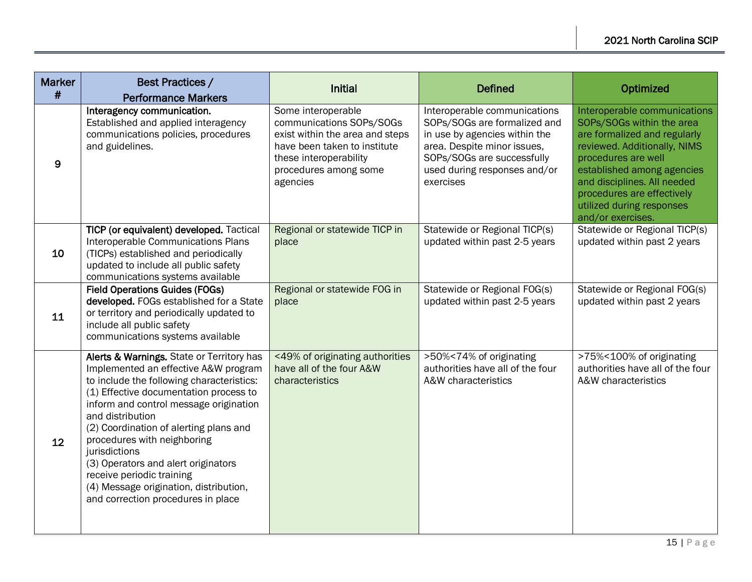| Marker # | Best Practices / Performance Markers | Initial | Defined | Optimized |
|---|---|---|---|---|
| 9 | **Interagency communication.** Established and applied interagency communications policies, procedures and guidelines. | Some interoperable communications SOPs/SOGs exist within the area and steps have been taken to institute these interoperability procedures among some agencies | Interoperable communications SOPs/SOGs are formalized and in use by agencies within the area. Despite minor issues, SOPs/SOGs are successfully used during responses and/or exercises | Interoperable communications SOPs/SOGs within the area are formalized and regularly reviewed. Additionally, NIMS procedures are well established among agencies and disciplines. All needed procedures are effectively utilized during responses and/or exercises. |
| 10 | **TICP (or equivalent) developed.** Tactical Interoperable Communications Plans (TICPs) established and periodically updated to include all public safety communications systems available | Regional or statewide TICP in place | Statewide or Regional TICP(s) updated within past 2-5 years | Statewide or Regional TICP(s) updated within past 2 years |
| 11 | **Field Operations Guides (FOGs) developed.** FOGs established for a State or territory and periodically updated to include all public safety communications systems available | Regional or statewide FOG in place | Statewide or Regional FOG(s) updated within past 2-5 years | Statewide or Regional FOG(s) updated within past 2 years |
| 12 | **Alerts & Warnings.** State or Territory has Implemented an effective A&W program to include the following characteristics:<br>(1) Effective documentation process to inform and control message origination and distribution<br>(2) Coordination of alerting plans and procedures with neighboring jurisdictions<br>(3) Operators and alert originators receive periodic training<br>(4) Message origination, distribution, and correction procedures in place | <49% of originating authorities have all of the four A&W characteristics | >50%<74% of originating authorities have all of the four A&W characteristics | >75%<100% of originating authorities have all of the four A&W characteristics |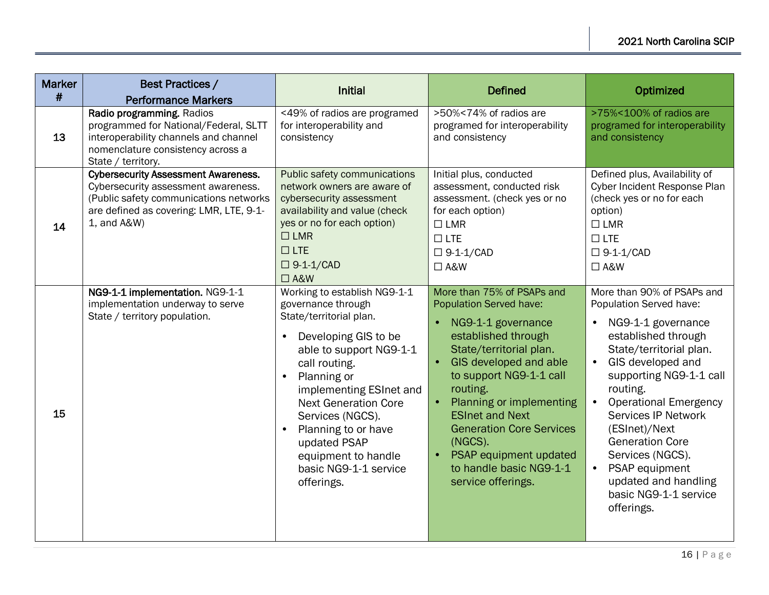| Marker # | Best Practices / Performance Markers | Initial | Defined | Optimized |
|---|---|---|---|---|
| 13 | **Radio programming.** Radios programmed for National/Federal, SLTT interoperability channels and channel nomenclature consistency across a State / territory. | <49% of radios are programed for interoperability and consistency | >50%<74% of radios are programed for interoperability and consistency | >75%<100% of radios are programed for interoperability and consistency |
| 14 | **Cybersecurity Assessment Awareness.** Cybersecurity assessment awareness. (Public safety communications networks are defined as covering: LMR, LTE, 9-1-1, and A&W) | Public safety communications network owners are aware of cybersecurity assessment availability and value (check yes or no for each option)<br>☐ LMR<br>☐ LTE<br>☐ 9-1-1/CAD<br>☐ A&W | Initial plus, conducted assessment, conducted risk assessment. (check yes or no for each option)<br>☐ LMR<br>☐ LTE<br>☐ 9-1-1/CAD<br>☐ A&W | Defined plus, Availability of Cyber Incident Response Plan (check yes or no for each option)<br>☐ LMR<br>☐ LTE<br>☐ 9-1-1/CAD<br>☐ A&W |
| 15 | **NG9-1-1 implementation.** NG9-1-1 implementation underway to serve State / territory population. | Working to establish NG9-1-1 governance through State/territorial plan.<br>• Developing GIS to be able to support NG9-1-1 call routing.<br>• Planning or implementing ESInet and Next Generation Core Services (NGCS).<br>• Planning to or have updated PSAP equipment to handle basic NG9-1-1 service offerings. | More than 75% of PSAPs and Population Served have:<br>• NG9-1-1 governance established through State/territorial plan.<br>• GIS developed and able to support NG9-1-1 call routing.<br>• Planning or implementing ESInet and Next Generation Core Services (NGCS).<br>• PSAP equipment updated to handle basic NG9-1-1 service offerings. | More than 90% of PSAPs and Population Served have:<br>• NG9-1-1 governance established through State/territorial plan.<br>• GIS developed and supporting NG9-1-1 call routing.<br>• Operational Emergency Services IP Network (ESInet)/Next Generation Core Services (NGCS).<br>• PSAP equipment updated and handling basic NG9-1-1 service offerings. |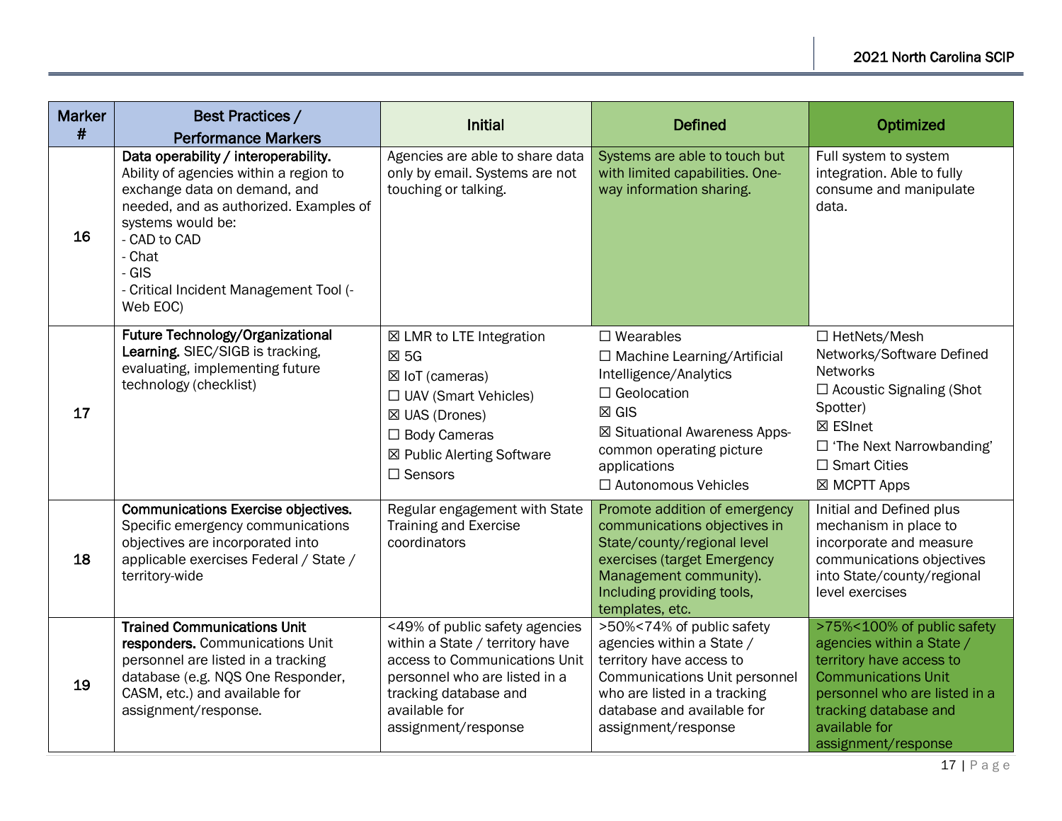| Marker # | Best Practices / Performance Markers | Initial | Defined | Optimized |
|---|---|---|---|---|
| 16 | **Data operability / interoperability.** Ability of agencies within a region to exchange data on demand, and needed, and as authorized. Examples of systems would be:<br>- CAD to CAD<br>- Chat<br>- GIS<br>- Critical Incident Management Tool (-Web EOC) | Agencies are able to share data only by email. Systems are not touching or talking. | Systems are able to touch but with limited capabilities. One-way information sharing. | Full system to system integration. Able to fully consume and manipulate data. |
| 17 | **Future Technology/Organizational Learning.** SIEC/SIGB is tracking, evaluating, implementing future technology (checklist) | ☒ LMR to LTE Integration<br>☒ 5G<br>☒ IoT (cameras)<br>☐ UAV (Smart Vehicles)<br>☒ UAS (Drones)<br>☐ Body Cameras<br>☒ Public Alerting Software<br>☐ Sensors | ☐ Wearables<br>☐ Machine Learning/Artificial Intelligence/Analytics<br>☐ Geolocation<br>☒ GIS<br>☒ Situational Awareness Apps-common operating picture applications<br>☐ Autonomous Vehicles | ☐ HetNets/Mesh Networks/Software Defined Networks<br>☐ Acoustic Signaling (Shot Spotter)<br>☒ ESInet<br>☐ 'The Next Narrowbanding'<br>☐ Smart Cities<br>☒ MCPTT Apps |
| 18 | **Communications Exercise objectives.** Specific emergency communications objectives are incorporated into applicable exercises Federal / State / territory-wide | Regular engagement with State Training and Exercise coordinators | Promote addition of emergency communications objectives in State/county/regional level exercises (target Emergency Management community). Including providing tools, templates, etc. | Initial and Defined plus mechanism in place to incorporate and measure communications objectives into State/county/regional level exercises |
| 19 | **Trained Communications Unit responders.** Communications Unit personnel are listed in a tracking database (e.g. NQS One Responder, CASM, etc.) and available for assignment/response. | <49% of public safety agencies within a State / territory have access to Communications Unit personnel who are listed in a tracking database and available for assignment/response | >50%<74% of public safety agencies within a State / territory have access to Communications Unit personnel who are listed in a tracking database and available for assignment/response | >75%<100% of public safety agencies within a State / territory have access to Communications Unit personnel who are listed in a tracking database and available for assignment/response |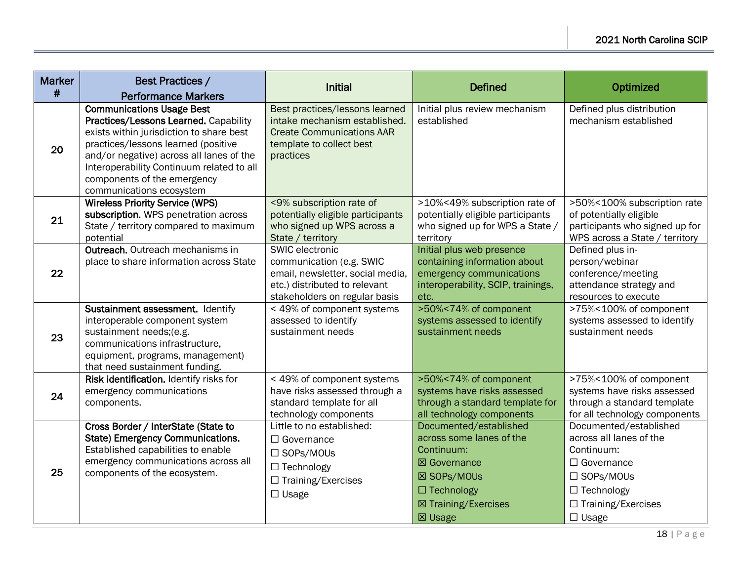| Marker # | Best Practices / Performance Markers | Initial | Defined | Optimized |
|---|---|---|---|---|
| 20 | **Communications Usage Best Practices/Lessons Learned.** Capability exists within jurisdiction to share best practices/lessons learned (positive and/or negative) across all lanes of the Interoperability Continuum related to all components of the emergency communications ecosystem | Best practices/lessons learned intake mechanism established. Create Communications AAR template to collect best practices | Initial plus review mechanism established | Defined plus distribution mechanism established |
| 21 | **Wireless Priority Service (WPS) subscription.** WPS penetration across State / territory compared to maximum potential | <9% subscription rate of potentially eligible participants who signed up WPS across a State / territory | >10%<49% subscription rate of potentially eligible participants who signed up for WPS a State / territory | >50%<100% subscription rate of potentially eligible participants who signed up for WPS across a State / territory |
| 22 | **Outreach.** Outreach mechanisms in place to share information across State | SWIC electronic communication (e.g. SWIC email, newsletter, social media, etc.) distributed to relevant stakeholders on regular basis | Initial plus web presence containing information about emergency communications interoperability, SCIP, trainings, etc. | Defined plus in-person/webinar conference/meeting attendance strategy and resources to execute |
| 23 | **Sustainment assessment.** Identify interoperable component system sustainment needs;(e.g. communications infrastructure, equipment, programs, management) that need sustainment funding. | < 49% of component systems assessed to identify sustainment needs | >50%<74% of component systems assessed to identify sustainment needs | >75%<100% of component systems assessed to identify sustainment needs |
| 24 | **Risk identification.** Identify risks for emergency communications components. | < 49% of component systems have risks assessed through a standard template for all technology components | >50%<74% of component systems have risks assessed through a standard template for all technology components | >75%<100% of component systems have risks assessed through a standard template for all technology components |
| 25 | **Cross Border / InterState (State to State) Emergency Communications.** Established capabilities to enable emergency communications across all components of the ecosystem. | Little to no established:<br>☐ Governance<br>☐ SOPs/MOUs<br>☐ Technology<br>☐ Training/Exercises<br>☐ Usage | Documented/established across some lanes of the Continuum:<br>☒ Governance<br>☒ SOPs/MOUs<br>☐ Technology<br>☒ Training/Exercises<br>☒ Usage | Documented/established across all lanes of the Continuum:<br>☐ Governance<br>☐ SOPs/MOUs<br>☐ Technology<br>☐ Training/Exercises<br>☐ Usage |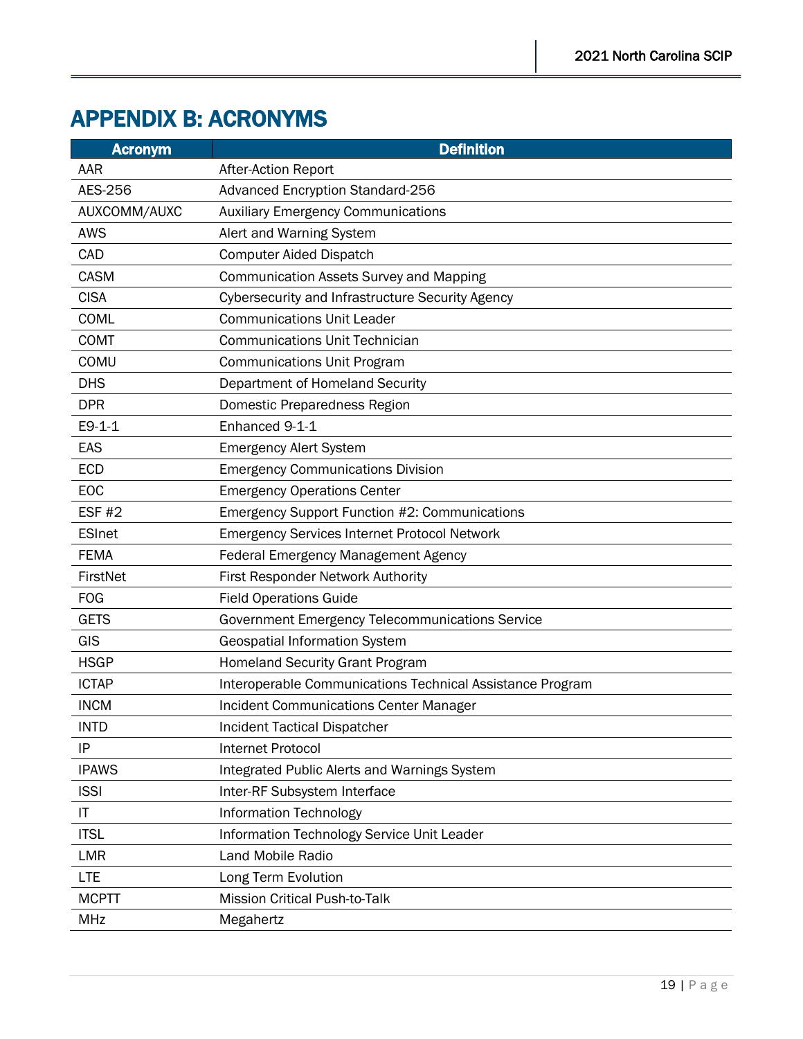# APPENDIX B: ACRONYMS

| Acronym | Definition |
|---|---|
| AAR | After-Action Report |
| AES-256 | Advanced Encryption Standard-256 |
| AUXCOMM/AUXC | Auxiliary Emergency Communications |
| AWS | Alert and Warning System |
| CAD | Computer Aided Dispatch |
| CASM | Communication Assets Survey and Mapping |
| CISA | Cybersecurity and Infrastructure Security Agency |
| COML | Communications Unit Leader |
| COMT | Communications Unit Technician |
| COMU | Communications Unit Program |
| DHS | Department of Homeland Security |
| DPR | Domestic Preparedness Region |
| E9-1-1 | Enhanced 9-1-1 |
| EAS | Emergency Alert System |
| ECD | Emergency Communications Division |
| EOC | Emergency Operations Center |
| ESF #2 | Emergency Support Function #2: Communications |
| ESInet | Emergency Services Internet Protocol Network |
| FEMA | Federal Emergency Management Agency |
| FirstNet | First Responder Network Authority |
| FOG | Field Operations Guide |
| GETS | Government Emergency Telecommunications Service |
| GIS | Geospatial Information System |
| HSGP | Homeland Security Grant Program |
| ICTAP | Interoperable Communications Technical Assistance Program |
| INCM | Incident Communications Center Manager |
| INTD | Incident Tactical Dispatcher |
| IP | Internet Protocol |
| IPAWS | Integrated Public Alerts and Warnings System |
| ISSI | Inter-RF Subsystem Interface |
| IT | Information Technology |
| ITSL | Information Technology Service Unit Leader |
| LMR | Land Mobile Radio |
| LTE | Long Term Evolution |
| MCPTT | Mission Critical Push-to-Talk |
| MHz | Megahertz |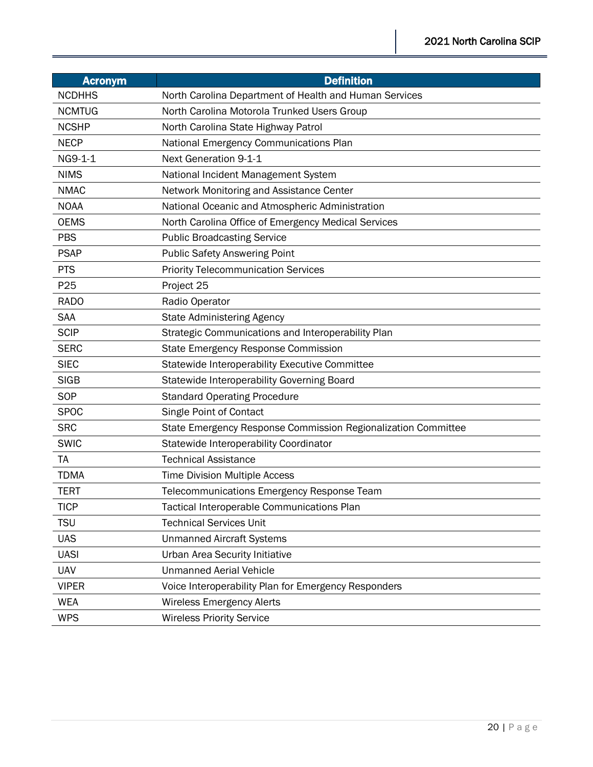| Acronym | Definition |
| --- | --- |
| NCDHHS | North Carolina Department of Health and Human Services |
| NCMTUG | North Carolina Motorola Trunked Users Group |
| NCSHP | North Carolina State Highway Patrol |
| NECP | National Emergency Communications Plan |
| NG9-1-1 | Next Generation 9-1-1 |
| NIMS | National Incident Management System |
| NMAC | Network Monitoring and Assistance Center |
| NOAA | National Oceanic and Atmospheric Administration |
| OEMS | North Carolina Office of Emergency Medical Services |
| PBS | Public Broadcasting Service |
| PSAP | Public Safety Answering Point |
| PTS | Priority Telecommunication Services |
| P25 | Project 25 |
| RADO | Radio Operator |
| SAA | State Administering Agency |
| SCIP | Strategic Communications and Interoperability Plan |
| SERC | State Emergency Response Commission |
| SIEC | Statewide Interoperability Executive Committee |
| SIGB | Statewide Interoperability Governing Board |
| SOP | Standard Operating Procedure |
| SPOC | Single Point of Contact |
| SRC | State Emergency Response Commission Regionalization Committee |
| SWIC | Statewide Interoperability Coordinator |
| TA | Technical Assistance |
| TDMA | Time Division Multiple Access |
| TERT | Telecommunications Emergency Response Team |
| TICP | Tactical Interoperable Communications Plan |
| TSU | Technical Services Unit |
| UAS | Unmanned Aircraft Systems |
| UASI | Urban Area Security Initiative |
| UAV | Unmanned Aerial Vehicle |
| VIPER | Voice Interoperability Plan for Emergency Responders |
| WEA | Wireless Emergency Alerts |
| WPS | Wireless Priority Service |